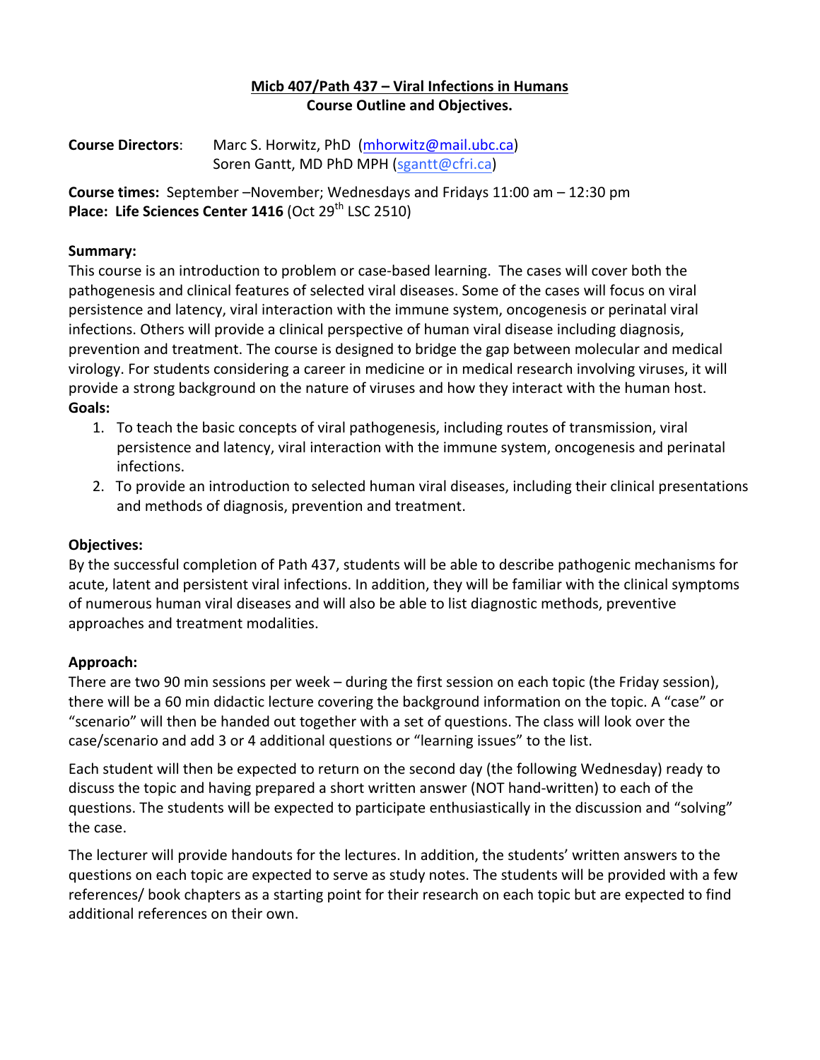# Micb 407/Path 437 – Viral Infections in Humans
## Course Outline and Objectives.

**Course Directors**: Marc S. Horwitz, PhD (mhorwitz@mail.ubc.ca)
Soren Gantt, MD PhD MPH (sgantt@cfri.ca)

**Course times:** September –November; Wednesdays and Fridays 11:00 am – 12:30 pm
**Place: Life Sciences Center 1416** (Oct 29th LSC 2510)

**Summary:**
This course is an introduction to problem or case-based learning. The cases will cover both the pathogenesis and clinical features of selected viral diseases. Some of the cases will focus on viral persistence and latency, viral interaction with the immune system, oncogenesis or perinatal viral infections. Others will provide a clinical perspective of human viral disease including diagnosis, prevention and treatment. The course is designed to bridge the gap between molecular and medical virology. For students considering a career in medicine or in medical research involving viruses, it will provide a strong background on the nature of viruses and how they interact with the human host.

**Goals:**

1. To teach the basic concepts of viral pathogenesis, including routes of transmission, viral persistence and latency, viral interaction with the immune system, oncogenesis and perinatal infections.
2. To provide an introduction to selected human viral diseases, including their clinical presentations and methods of diagnosis, prevention and treatment.

**Objectives:**
By the successful completion of Path 437, students will be able to describe pathogenic mechanisms for acute, latent and persistent viral infections. In addition, they will be familiar with the clinical symptoms of numerous human viral diseases and will also be able to list diagnostic methods, preventive approaches and treatment modalities.

**Approach:**
There are two 90 min sessions per week – during the first session on each topic (the Friday session), there will be a 60 min didactic lecture covering the background information on the topic. A "case" or "scenario" will then be handed out together with a set of questions. The class will look over the case/scenario and add 3 or 4 additional questions or "learning issues" to the list.

Each student will then be expected to return on the second day (the following Wednesday) ready to discuss the topic and having prepared a short written answer (NOT hand-written) to each of the questions. The students will be expected to participate enthusiastically in the discussion and "solving" the case.

The lecturer will provide handouts for the lectures. In addition, the students' written answers to the questions on each topic are expected to serve as study notes. The students will be provided with a few references/ book chapters as a starting point for their research on each topic but are expected to find additional references on their own.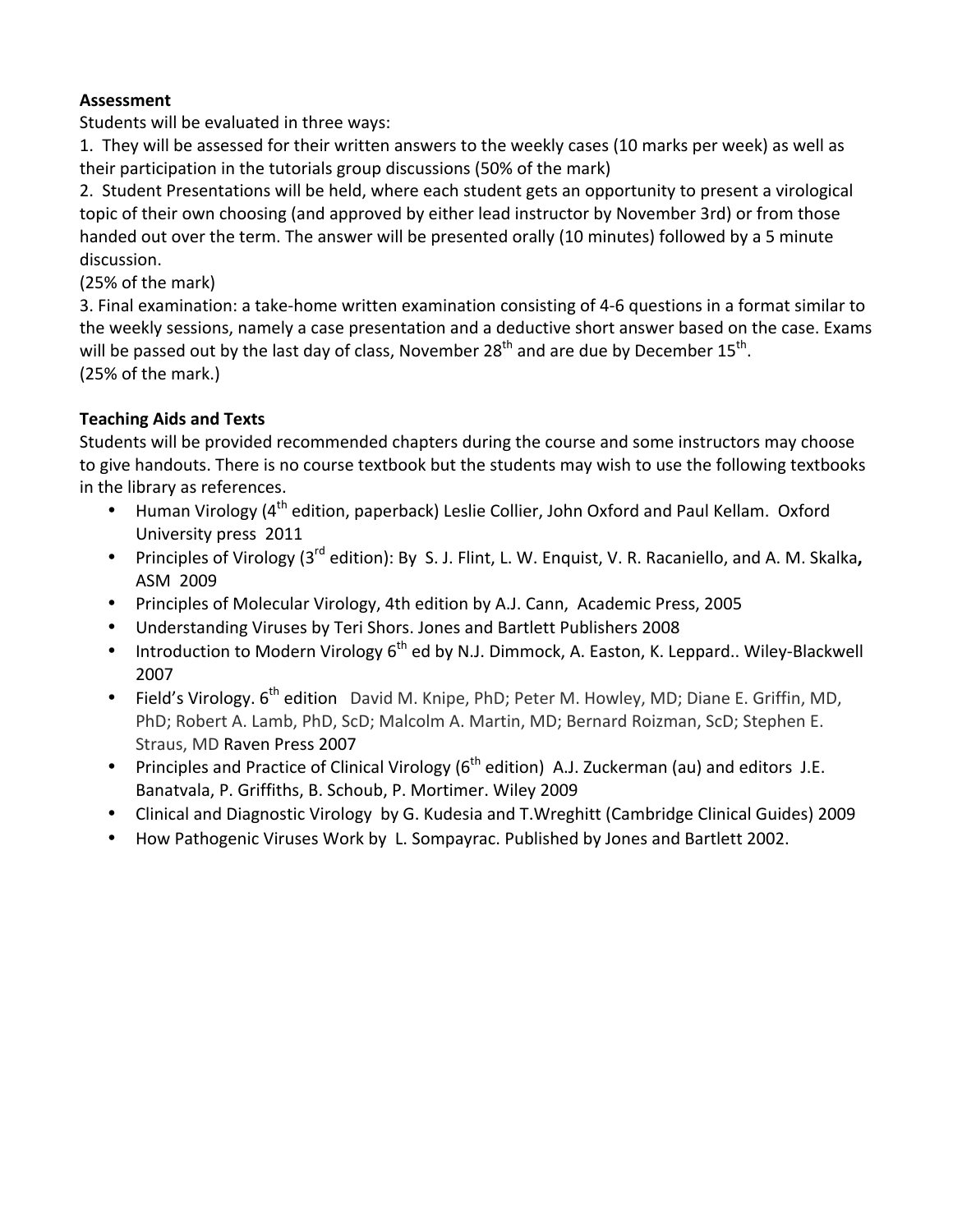**Assessment**

Students will be evaluated in three ways:

1. They will be assessed for their written answers to the weekly cases (10 marks per week) as well as their participation in the tutorials group discussions (50% of the mark)
2. Student Presentations will be held, where each student gets an opportunity to present a virological topic of their own choosing (and approved by either lead instructor by November 3rd) or from those handed out over the term. The answer will be presented orally (10 minutes) followed by a 5 minute discussion.
(25% of the mark)
3. Final examination: a take-home written examination consisting of 4-6 questions in a format similar to the weekly sessions, namely a case presentation and a deductive short answer based on the case. Exams will be passed out by the last day of class, November 28th and are due by December 15th.
(25% of the mark.)

**Teaching Aids and Texts**

Students will be provided recommended chapters during the course and some instructors may choose to give handouts. There is no course textbook but the students may wish to use the following textbooks in the library as references.

- Human Virology (4th edition, paperback) Leslie Collier, John Oxford and Paul Kellam. Oxford University press 2011
- Principles of Virology (3rd edition): By S. J. Flint, L. W. Enquist, V. R. Racaniello, and A. M. Skalka**,** ASM 2009
- Principles of Molecular Virology, 4th edition by A.J. Cann, Academic Press, 2005
- Understanding Viruses by Teri Shors. Jones and Bartlett Publishers 2008
- Introduction to Modern Virology 6th ed by N.J. Dimmock, A. Easton, K. Leppard.. Wiley-Blackwell 2007
- Field's Virology. 6th edition David M. Knipe, PhD; Peter M. Howley, MD; Diane E. Griffin, MD, PhD; Robert A. Lamb, PhD, ScD; Malcolm A. Martin, MD; Bernard Roizman, ScD; Stephen E. Straus, MD Raven Press 2007
- Principles and Practice of Clinical Virology (6th edition) A.J. Zuckerman (au) and editors J.E. Banatvala, P. Griffiths, B. Schoub, P. Mortimer. Wiley 2009
- Clinical and Diagnostic Virology by G. Kudesia and T.Wreghitt (Cambridge Clinical Guides) 2009
- How Pathogenic Viruses Work by L. Sompayrac. Published by Jones and Bartlett 2002.